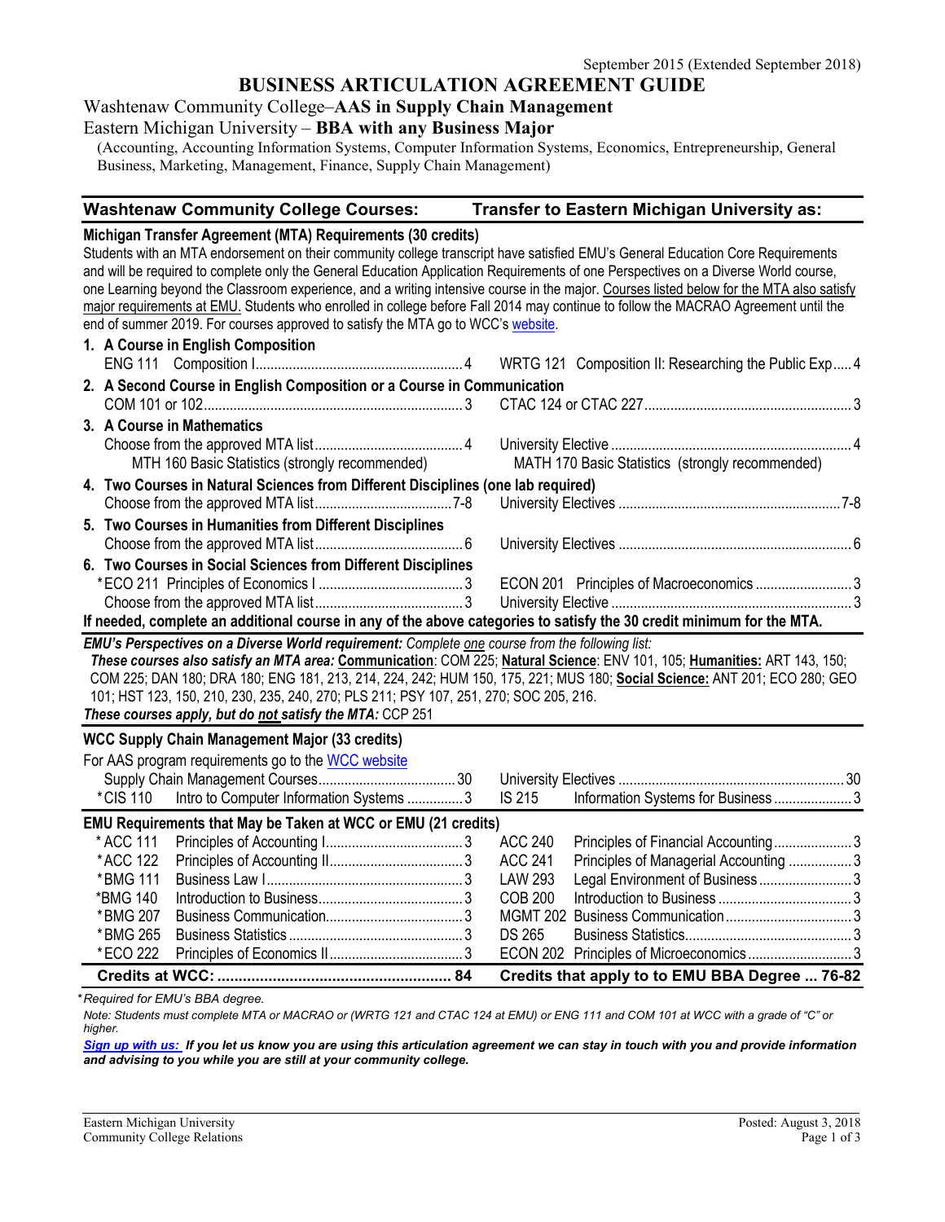September 2015 (Extended September 2018)

# BUSINESS ARTICULATION AGREEMENT GUIDE

## Washtenaw Community College–**AAS in Supply Chain Management**
## Eastern Michigan University – **BBA with any Business Major**

(Accounting, Accounting Information Systems, Computer Information Systems, Economics, Entrepreneurship, General Business, Marketing, Management, Finance, Supply Chain Management)

| Washtenaw Community College Courses: | Transfer to Eastern Michigan University as: |
|---|---|

**Michigan Transfer Agreement (MTA) Requirements (30 credits)**

Students with an MTA endorsement on their community college transcript have satisfied EMU's General Education Core Requirements and will be required to complete only the General Education Application Requirements of one Perspectives on a Diverse World course, one Learning beyond the Classroom experience, and a writing intensive course in the major. Courses listed below for the MTA also satisfy major requirements at EMU. Students who enrolled in college before Fall 2014 may continue to follow the MACRAO Agreement until the end of summer 2019. For courses approved to satisfy the MTA go to WCC's website.

| Washtenaw Community College Courses | Credits | Transfer to Eastern Michigan University as | Credits |
|---|---|---|---|
| **1. A Course in English Composition** | | | |
| ENG 111 Composition I | 4 | WRTG 121 Composition II: Researching the Public Exp | 4 |
| **2. A Second Course in English Composition or a Course in Communication** | | | |
| COM 101 or 102 | 3 | CTAC 124 or CTAC 227 | 3 |
| **3. A Course in Mathematics** | | | |
| Choose from the approved MTA list | 4 | University Elective | 4 |
| MTH 160 Basic Statistics (strongly recommended) | | MATH 170 Basic Statistics (strongly recommended) | |
| **4. Two Courses in Natural Sciences from Different Disciplines (one lab required)** | | | |
| Choose from the approved MTA list | 7-8 | University Electives | 7-8 |
| **5. Two Courses in Humanities from Different Disciplines** | | | |
| Choose from the approved MTA list | 6 | University Electives | 6 |
| **6. Two Courses in Social Sciences from Different Disciplines** | | | |
| *ECO 211 Principles of Economics I | 3 | ECON 201 Principles of Macroeconomics | 3 |
| Choose from the approved MTA list | 3 | University Elective | 3 |

**If needed, complete an additional course in any of the above categories to satisfy the 30 credit minimum for the MTA.**

***EMU's Perspectives on a Diverse World requirement:*** *Complete one course from the following list:*
***These courses also satisfy an MTA area:*** **Communication**: COM 225; **Natural Science**: ENV 101, 105; **Humanities:** ART 143, 150; COM 225; DAN 180; DRA 180; ENG 181, 213, 214, 224, 242; HUM 150, 175, 221; MUS 180; **Social Science:** ANT 201; ECO 280; GEO 101; HST 123, 150, 210, 230, 235, 240, 270; PLS 211; PSY 107, 251, 270; SOC 205, 216.
***These courses apply, but do not satisfy the MTA:*** CCP 251

**WCC Supply Chain Management Major (33 credits)**

For AAS program requirements go to the WCC website

| WCC Course | Credits | EMU Course | Credits |
|---|---|---|---|
| Supply Chain Management Courses | 30 | University Electives | 30 |
| *CIS 110 Intro to Computer Information Systems | 3 | IS 215 Information Systems for Business | 3 |

**EMU Requirements that May be Taken at WCC or EMU (21 credits)**

| WCC Course | Credits | EMU Course | Credits |
|---|---|---|---|
| *ACC 111 Principles of Accounting I | 3 | ACC 240 Principles of Financial Accounting | 3 |
| *ACC 122 Principles of Accounting II | 3 | ACC 241 Principles of Managerial Accounting | 3 |
| *BMG 111 Business Law I | 3 | LAW 293 Legal Environment of Business | 3 |
| *BMG 140 Introduction to Business | 3 | COB 200 Introduction to Business | 3 |
| *BMG 207 Business Communication | 3 | MGMT 202 Business Communication | 3 |
| *BMG 265 Business Statistics | 3 | DS 265 Business Statistics | 3 |
| *ECO 222 Principles of Economics II | 3 | ECON 202 Principles of Microeconomics | 3 |
| **Credits at WCC:** | **84** | **Credits that apply to to EMU BBA Degree** | **76-82** |

*\*Required for EMU's BBA degree.*

*Note: Students must complete MTA or MACRAO or (WRTG 121 and CTAC 124 at EMU) or ENG 111 and COM 101 at WCC with a grade of "C" or higher.*

***Sign up with us: If you let us know you are using this articulation agreement we can stay in touch with you and provide information and advising to you while you are still at your community college.***

Eastern Michigan University
Community College Relations

Posted: August 3, 2018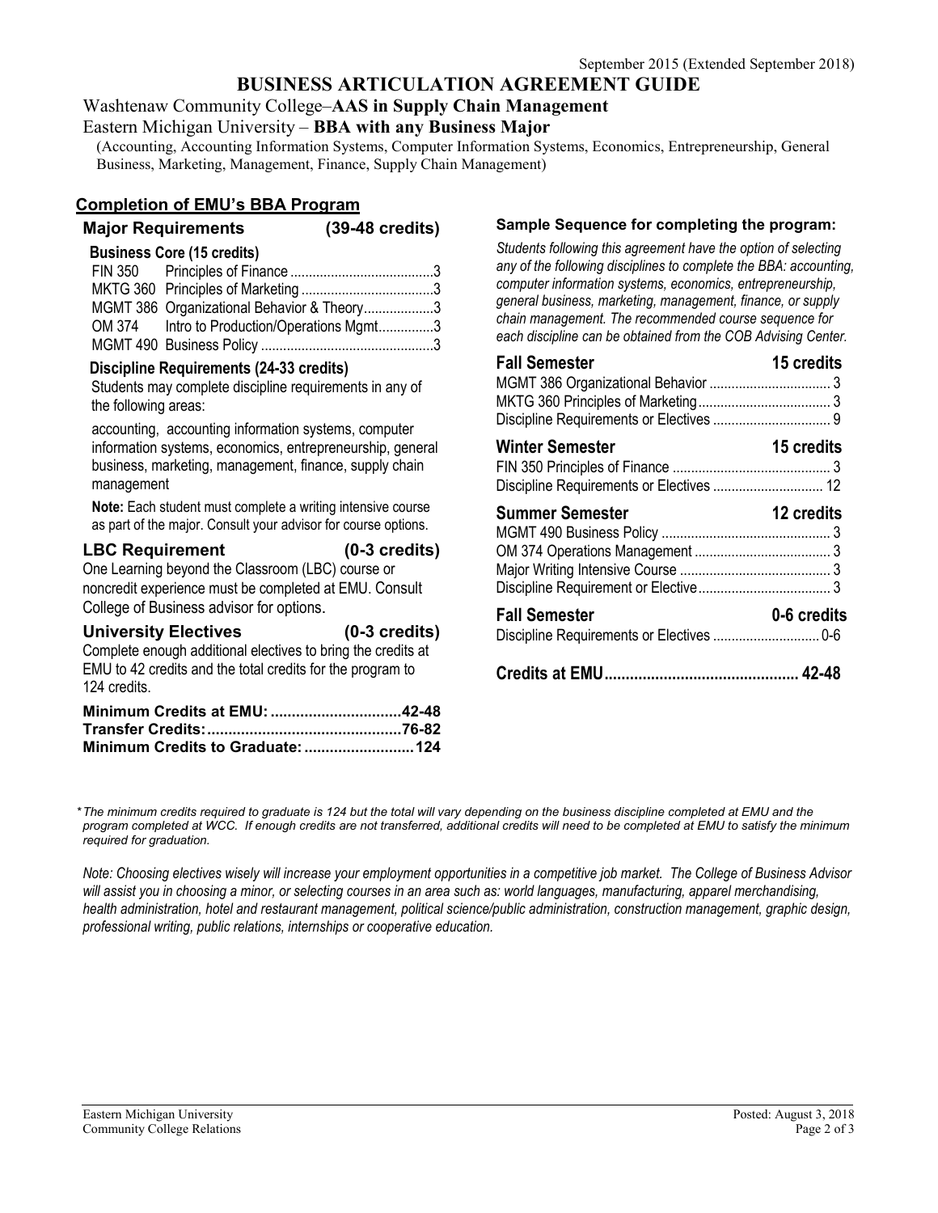September 2015 (Extended September 2018)

# BUSINESS ARTICULATION AGREEMENT GUIDE

Washtenaw Community College–**AAS in Supply Chain Management**

Eastern Michigan University – **BBA with any Business Major**

(Accounting, Accounting Information Systems, Computer Information Systems, Economics, Entrepreneurship, General Business, Marketing, Management, Finance, Supply Chain Management)

## Completion of EMU's BBA Program

### Major Requirements (39-48 credits)

**Business Core (15 credits)**

| Course | Title | Credits |
|---|---|---|
| FIN 350 | Principles of Finance | 3 |
| MKTG 360 | Principles of Marketing | 3 |
| MGMT 386 | Organizational Behavior & Theory | 3 |
| OM 374 | Intro to Production/Operations Mgmt | 3 |
| MGMT 490 | Business Policy | 3 |

**Discipline Requirements (24-33 credits)**

Students may complete discipline requirements in any of the following areas:

accounting, accounting information systems, computer information systems, economics, entrepreneurship, general business, marketing, management, finance, supply chain management

**Note:** Each student must complete a writing intensive course as part of the major. Consult your advisor for course options.

### LBC Requirement (0-3 credits)

One Learning beyond the Classroom (LBC) course or noncredit experience must be completed at EMU. Consult College of Business advisor for options.

### University Electives (0-3 credits)

Complete enough additional electives to bring the credits at EMU to 42 credits and the total credits for the program to 124 credits.

**Minimum Credits at EMU: 42-48**
**Transfer Credits: 76-82**
**Minimum Credits to Graduate: 124**

### Sample Sequence for completing the program:

*Students following this agreement have the option of selecting any of the following disciplines to complete the BBA: accounting, computer information systems, economics, entrepreneurship, general business, marketing, management, finance, or supply chain management. The recommended course sequence for each discipline can be obtained from the COB Advising Center.*

**Fall Semester — 15 credits**

| Course | Credits |
|---|---|
| MGMT 386 Organizational Behavior | 3 |
| MKTG 360 Principles of Marketing | 3 |
| Discipline Requirements or Electives | 9 |

**Winter Semester — 15 credits**

| Course | Credits |
|---|---|
| FIN 350 Principles of Finance | 3 |
| Discipline Requirements or Electives | 12 |

**Summer Semester — 12 credits**

| Course | Credits |
|---|---|
| MGMT 490 Business Policy | 3 |
| OM 374 Operations Management | 3 |
| Major Writing Intensive Course | 3 |
| Discipline Requirement or Elective | 3 |

**Fall Semester — 0-6 credits**

| Course | Credits |
|---|---|
| Discipline Requirements or Electives | 0-6 |

**Credits at EMU: 42-48**

*\*The minimum credits required to graduate is 124 but the total will vary depending on the business discipline completed at EMU and the program completed at WCC. If enough credits are not transferred, additional credits will need to be completed at EMU to satisfy the minimum required for graduation.*

*Note: Choosing electives wisely will increase your employment opportunities in a competitive job market. The College of Business Advisor will assist you in choosing a minor, or selecting courses in an area such as: world languages, manufacturing, apparel merchandising, health administration, hotel and restaurant management, political science/public administration, construction management, graphic design, professional writing, public relations, internships or cooperative education.*

Eastern Michigan University
Community College Relations

Posted: August 3, 2018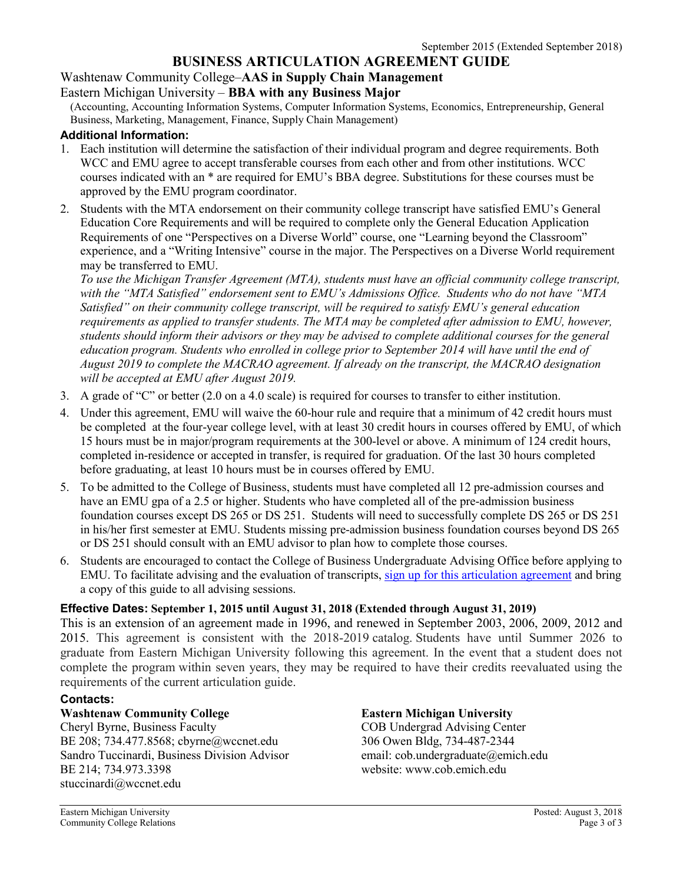September 2015 (Extended September 2018)

# BUSINESS ARTICULATION AGREEMENT GUIDE

Washtenaw Community College–**AAS in Supply Chain Management**

Eastern Michigan University – **BBA with any Business Major**

(Accounting, Accounting Information Systems, Computer Information Systems, Economics, Entrepreneurship, General Business, Marketing, Management, Finance, Supply Chain Management)

### Additional Information:

1. Each institution will determine the satisfaction of their individual program and degree requirements. Both WCC and EMU agree to accept transferable courses from each other and from other institutions. WCC courses indicated with an * are required for EMU's BBA degree. Substitutions for these courses must be approved by the EMU program coordinator.
2. Students with the MTA endorsement on their community college transcript have satisfied EMU's General Education Core Requirements and will be required to complete only the General Education Application Requirements of one "Perspectives on a Diverse World" course, one "Learning beyond the Classroom" experience, and a "Writing Intensive" course in the major. The Perspectives on a Diverse World requirement may be transferred to EMU.
   *To use the Michigan Transfer Agreement (MTA), students must have an official community college transcript, with the "MTA Satisfied" endorsement sent to EMU's Admissions Office. Students who do not have "MTA Satisfied" on their community college transcript, will be required to satisfy EMU's general education requirements as applied to transfer students. The MTA may be completed after admission to EMU, however, students should inform their advisors or they may be advised to complete additional courses for the general education program. Students who enrolled in college prior to September 2014 will have until the end of August 2019 to complete the MACRAO agreement. If already on the transcript, the MACRAO designation will be accepted at EMU after August 2019.*
3. A grade of "C" or better (2.0 on a 4.0 scale) is required for courses to transfer to either institution.
4. Under this agreement, EMU will waive the 60-hour rule and require that a minimum of 42 credit hours must be completed at the four-year college level, with at least 30 credit hours in courses offered by EMU, of which 15 hours must be in major/program requirements at the 300-level or above. A minimum of 124 credit hours, completed in-residence or accepted in transfer, is required for graduation. Of the last 30 hours completed before graduating, at least 10 hours must be in courses offered by EMU.
5. To be admitted to the College of Business, students must have completed all 12 pre-admission courses and have an EMU gpa of a 2.5 or higher. Students who have completed all of the pre-admission business foundation courses except DS 265 or DS 251. Students will need to successfully complete DS 265 or DS 251 in his/her first semester at EMU. Students missing pre-admission business foundation courses beyond DS 265 or DS 251 should consult with an EMU advisor to plan how to complete those courses.
6. Students are encouraged to contact the College of Business Undergraduate Advising Office before applying to EMU. To facilitate advising and the evaluation of transcripts, sign up for this articulation agreement and bring a copy of this guide to all advising sessions.

### Effective Dates: September 1, 2015 until August 31, 2018 (Extended through August 31, 2019)

This is an extension of an agreement made in 1996, and renewed in September 2003, 2006, 2009, 2012 and 2015. This agreement is consistent with the 2018-2019 catalog. Students have until Summer 2026 to graduate from Eastern Michigan University following this agreement. In the event that a student does not complete the program within seven years, they may be required to have their credits reevaluated using the requirements of the current articulation guide.

### Contacts:

**Washtenaw Community College**
Cheryl Byrne, Business Faculty
BE 208; 734.477.8568; cbyrne@wccnet.edu
Sandro Tuccinardi, Business Division Advisor
BE 214; 734.973.3398
stuccinardi@wccnet.edu

**Eastern Michigan University**
COB Undergrad Advising Center
306 Owen Bldg, 734-487-2344
email: cob.undergraduate@emich.edu
website: www.cob.emich.edu

Eastern Michigan University
Community College Relations

Posted: August 3, 2018